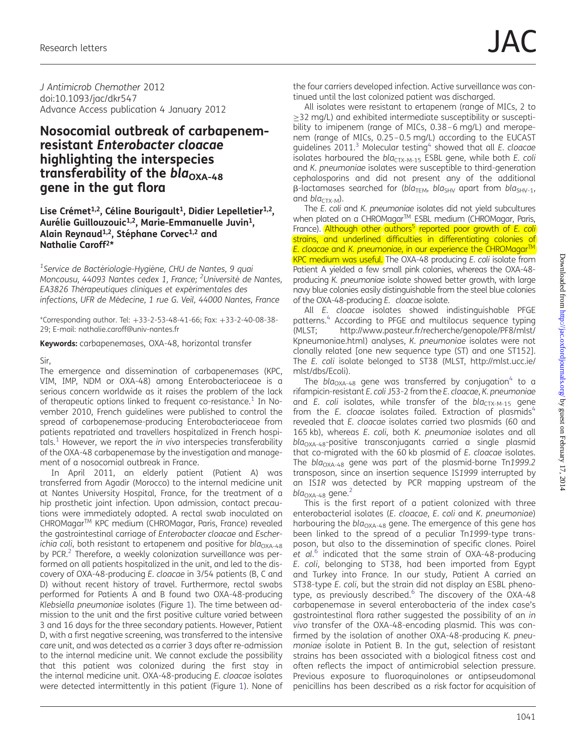*J Antimicrob Chemother* 2012
doi:10.1093/jac/dkr547
Advance Access publication 4 January 2012

# Nosocomial outbreak of carbapenem-resistant *Enterobacter cloacae* highlighting the interspecies transferability of the *bla*$_{OXA-48}$ gene in the gut flora

**Lise Crémet[1,2], Céline Bourigault[1], Didier Lepelletier[1,2], Aurélie Guillouzouic[1,2], Marie-Emmanuelle Juvin[1], Alain Reynaud[1,2], Stéphane Corvec[1,2] and Nathalie Caroff[2]***

[1]*Service de Bactériologie-Hygiène, CHU de Nantes, 9 quai Moncousu, 44093 Nantes cedex 1, France;* [2]*Université de Nantes, EA3826 Thérapeutiques cliniques et expérimentales des infections, UFR de Médecine, 1 rue G. Veil, 44000 Nantes, France*

*Corresponding author. Tel: +33-2-53-48-41-66; Fax: +33-2-40-08-38-29; E-mail: nathalie.caroff@univ-nantes.fr

**Keywords:** carbapenemases, OXA-48, horizontal transfer

Sir,

The emergence and dissemination of carbapenemases (KPC, VIM, IMP, NDM or OXA-48) among Enterobacteriaceae is a serious concern worldwide as it raises the problem of the lack of therapeutic options linked to frequent co-resistance.[1] In November 2010, French guidelines were published to control the spread of carbapenemase-producing Enterobacteriaceae from patients repatriated and travellers hospitalized in French hospitals.[1] However, we report the *in vivo* interspecies transferability of the OXA-48 carbapenemase by the investigation and management of a nosocomial outbreak in France.

In April 2011, an elderly patient (Patient A) was transferred from Agadir (Morocco) to the internal medicine unit at Nantes University Hospital, France, for the treatment of a hip prosthetic joint infection. Upon admission, contact precautions were immediately adopted. A rectal swab inoculated on CHROMagar™ KPC medium (CHROMagar, Paris, France) revealed the gastrointestinal carriage of *Enterobacter cloacae* and *Escherichia coli*, both resistant to ertapenem and positive for *bla*$_{OXA-48}$ by PCR.[2] Therefore, a weekly colonization surveillance was performed on all patients hospitalized in the unit, and led to the discovery of OXA-48-producing *E. cloacae* in 3/54 patients (B, C and D) without recent history of travel. Furthermore, rectal swabs performed for Patients A and B found two OXA-48-producing *Klebsiella pneumoniae* isolates (Figure 1). The time between admission to the unit and the first positive culture varied between 3 and 16 days for the three secondary patients. However, Patient D, with a first negative screening, was transferred to the intensive care unit, and was detected as a carrier 3 days after re-admission to the internal medicine unit. We cannot exclude the possibility that this patient was colonized during the first stay in the internal medicine unit. OXA-48-producing *E. cloacae* isolates were detected intermittently in this patient (Figure 1). None of the four carriers developed infection. Active surveillance was continued until the last colonized patient was discharged.

All isolates were resistant to ertapenem (range of MICs, 2 to ≥32 mg/L) and exhibited intermediate susceptibility or susceptibility to imipenem (range of MICs, 0.38–6 mg/L) and meropenem (range of MICs, 0.25–0.5 mg/L) according to the EUCAST guidelines 2011.[3] Molecular testing[4] showed that all *E. cloacae* isolates harboured the *bla*$_{CTX-M-15}$ ESBL gene, while both *E. coli* and *K. pneumoniae* isolates were susceptible to third-generation cephalosporins and did not present any of the additional β-lactamases searched for (*bla*$_{TEM}$, *bla*$_{SHV}$ apart from *bla*$_{SHV-1}$, and *bla*$_{CTX-M}$).

The *E. coli* and *K. pneumoniae* isolates did not yield subcultures when plated on a CHROMagar™ ESBL medium (CHROMagar, Paris, France). Although other authors[5] reported poor growth of *E. coli* strains, and underlined difficulties in differentiating colonies of *E. cloacae* and *K. pneumoniae*, in our experience the CHROMagar™ KPC medium was useful. The OXA-48 producing *E. coli* isolate from Patient A yielded a few small pink colonies, whereas the OXA-48-producing *K. pneumoniae* isolate showed better growth, with large navy blue colonies easily distinguishable from the steel blue colonies of the OXA-48-producing *E. cloacae* isolate.

All *E. cloacae* isolates showed indistinguishable PFGE patterns.[4] According to PFGE and multilocus sequence typing (MLST; http://www.pasteur.fr/recherche/genopole/PF8/mlst/Kpneumoniae.html) analyses, *K. pneumoniae* isolates were not clonally related [one new sequence type (ST) and one ST152]. The *E. coli* isolate belonged to ST38 (MLST, http://mlst.ucc.ie/mlst/dbs/Ecoli).

The *bla*$_{OXA-48}$ gene was transferred by conjugation[4] to a rifampicin-resistant *E. coli* J53-2 from the *E. cloacae*, *K. pneumoniae* and *E. coli* isolates, while transfer of the *bla*$_{CTX-M-15}$ gene from the *E. cloacae* isolates failed. Extraction of plasmids[4] revealed that *E. cloacae* isolates carried two plasmids (60 and 165 kb), whereas *E. coli*, both *K. pneumoniae* isolates and all *bla*$_{OXA-48}$-positive transconjugants carried a single plasmid that co-migrated with the 60 kb plasmid of *E. cloacae* isolates. The *bla*$_{OXA-48}$ gene was part of the plasmid-borne Tn*1999.2* transposon, since an insertion sequence IS*1999* interrupted by an IS*1R* was detected by PCR mapping upstream of the *bla*$_{OXA-48}$ gene.[2]

This is the first report of a patient colonized with three enterobacterial isolates (*E. cloacae*, *E. coli* and *K. pneumoniae*) harbouring the *bla*$_{OXA-48}$ gene. The emergence of this gene has been linked to the spread of a peculiar Tn*1999*-type transposon, but also to the dissemination of specific clones. Poirel *et al.*[6] indicated that the same strain of OXA-48-producing *E. coli*, belonging to ST38, had been imported from Egypt and Turkey into France. In our study, Patient A carried an ST38-type *E. coli*, but the strain did not display an ESBL phenotype, as previously described.[6] The discovery of the OXA-48 carbapenemase in several enterobacteria of the index case's gastrointestinal flora rather suggested the possibility of an *in vivo* transfer of the OXA-48-encoding plasmid. This was confirmed by the isolation of another OXA-48-producing *K. pneumoniae* isolate in Patient B. In the gut, selection of resistant strains has been associated with a biological fitness cost and often reflects the impact of antimicrobial selection pressure. Previous exposure to fluoroquinolones or antipseudomonal penicillins has been described as a risk factor for acquisition of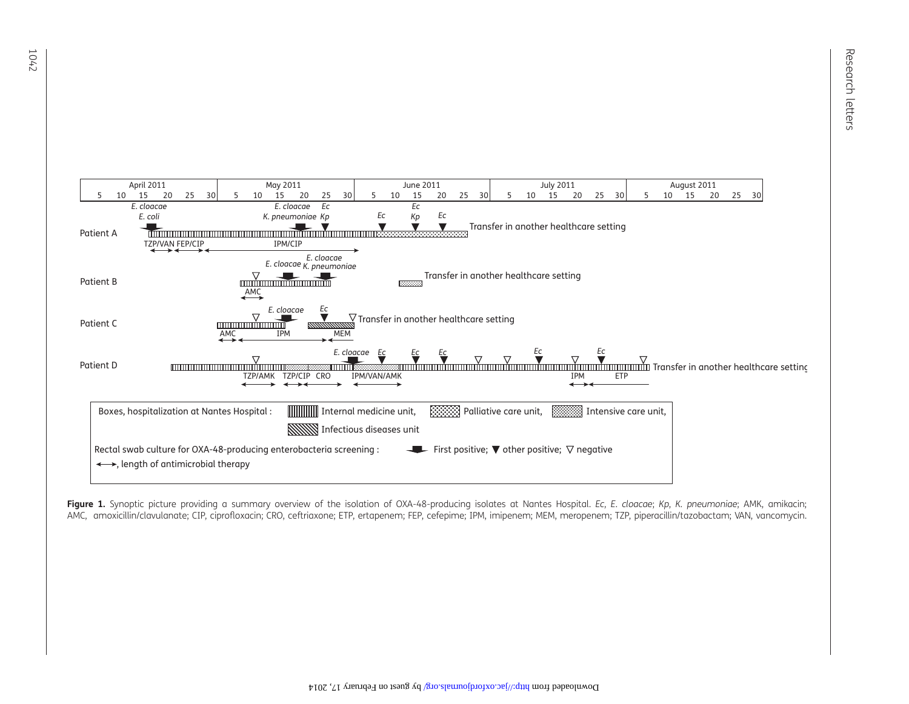Figure 1. Synoptic picture providing a summary overview of the isolation of OXA-48-producing isolates at Nantes Hospital. *Ec*, *E. cloacae*; *Kp*, *K. pneumoniae*; AMK, amikacin; AMC, amoxicillin/clavulanate; CIP, ciprofloxacin; CRO, ceftriaxone; ETP, ertapenem; FEP, cefepime; IPM, imipenem; MEM, meropenem; TZP, piperacillin/tazobactam; VAN, vancomycin.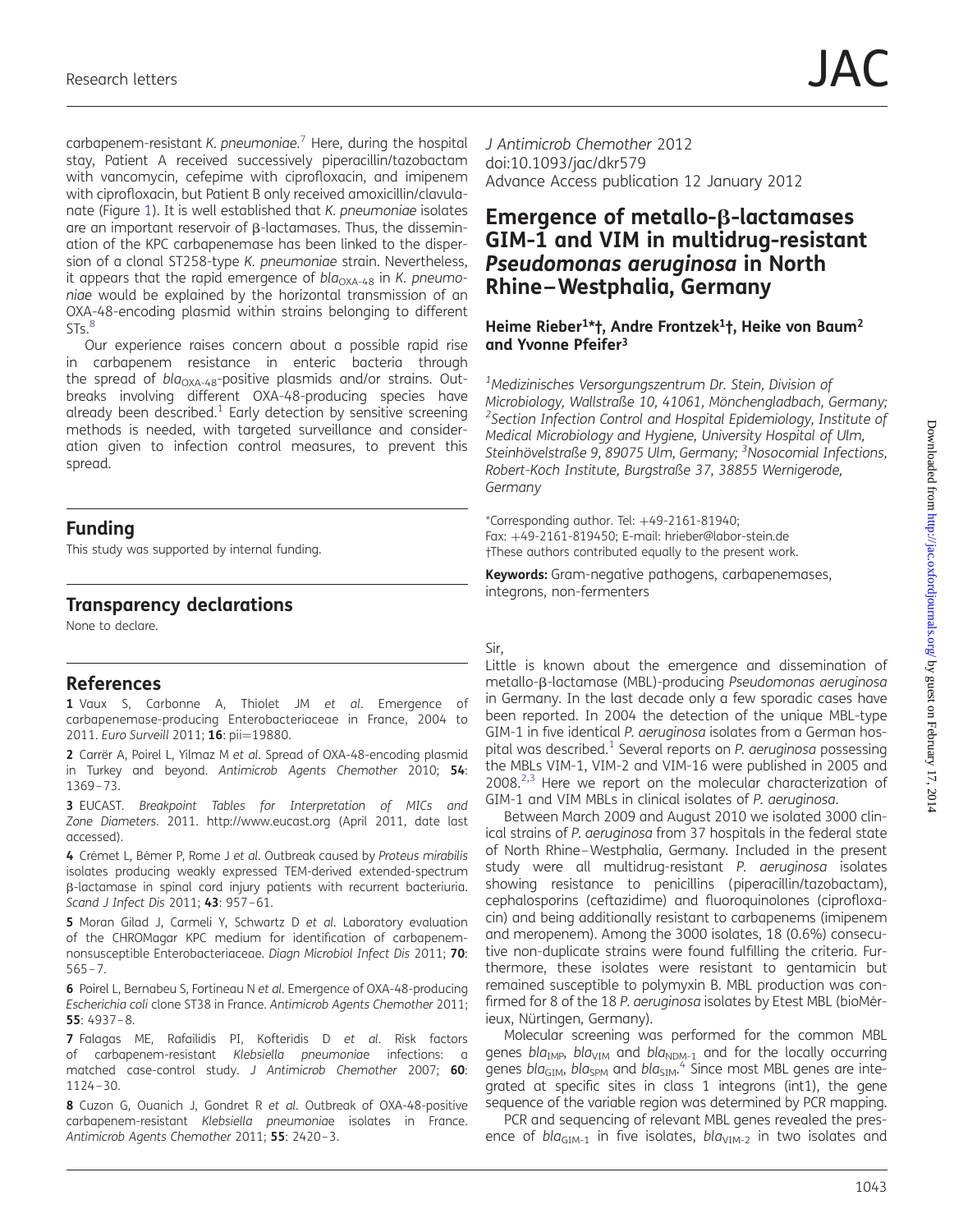carbapenem-resistant *K. pneumoniae*.[7] Here, during the hospital stay, Patient A received successively piperacillin/tazobactam with vancomycin, cefepime with ciprofloxacin, and imipenem with ciprofloxacin, but Patient B only received amoxicillin/clavulanate (Figure 1). It is well established that *K. pneumoniae* isolates are an important reservoir of β-lactamases. Thus, the dissemination of the KPC carbapenemase has been linked to the dispersion of a clonal ST258-type *K. pneumoniae* strain. Nevertheless, it appears that the rapid emergence of $bla_{OXA-48}$ in *K. pneumoniae* would be explained by the horizontal transmission of an OXA-48-encoding plasmid within strains belonging to different STs.[8]

Our experience raises concern about a possible rapid rise in carbapenem resistance in enteric bacteria through the spread of $bla_{OXA-48}$-positive plasmids and/or strains. Outbreaks involving different OXA-48-producing species have already been described.[1] Early detection by sensitive screening methods is needed, with targeted surveillance and consideration given to infection control measures, to prevent this spread.

## Funding

This study was supported by internal funding.

## Transparency declarations

None to declare.

## References

**1** Vaux S, Carbonne A, Thiolet JM *et al*. Emergence of carbapenemase-producing Enterobacteriaceae in France, 2004 to 2011. *Euro Surveill* 2011; **16**: pii=19880.

**2** Carrër A, Poirel L, Yilmaz M *et al*. Spread of OXA-48-encoding plasmid in Turkey and beyond. *Antimicrob Agents Chemother* 2010; **54**: 1369–73.

**3** EUCAST. *Breakpoint Tables for Interpretation of MICs and Zone Diameters*. 2011. http://www.eucast.org (April 2011, date last accessed).

**4** Crémet L, Bémer P, Rome J *et al*. Outbreak caused by *Proteus mirabilis* isolates producing weakly expressed TEM-derived extended-spectrum β-lactamase in spinal cord injury patients with recurrent bacteriuria. *Scand J Infect Dis* 2011; **43**: 957–61.

**5** Moran Gilad J, Carmeli Y, Schwartz D *et al*. Laboratory evaluation of the CHROMagar KPC medium for identification of carbapenem-nonsusceptible Enterobacteriaceae. *Diagn Microbiol Infect Dis* 2011; **70**: 565–7.

**6** Poirel L, Bernabeu S, Fortineau N *et al*. Emergence of OXA-48-producing *Escherichia coli* clone ST38 in France. *Antimicrob Agents Chemother* 2011; **55**: 4937–8.

**7** Falagas ME, Rafailidis PI, Kofteridis D *et al*. Risk factors of carbapenem-resistant *Klebsiella pneumoniae* infections: a matched case-control study. *J Antimicrob Chemother* 2007; **60**: 1124–30.

**8** Cuzon G, Ouanich J, Gondret R *et al*. Outbreak of OXA-48-positive carbapenem-resistant *Klebsiella pneumoniae* isolates in France. *Antimicrob Agents Chemother* 2011; **55**: 2420–3.

*J Antimicrob Chemother* 2012
doi:10.1093/jac/dkr579
Advance Access publication 12 January 2012

# Emergence of metallo-β-lactamases GIM-1 and VIM in multidrug-resistant *Pseudomonas aeruginosa* in North Rhine–Westphalia, Germany

**Heime Rieber[1]*†, Andre Frontzek[1]†, Heike von Baum[2] and Yvonne Pfeifer[3]**

[1]*Medizinisches Versorgungszentrum Dr. Stein, Division of Microbiology, Wallstraße 10, 41061, Mönchengladbach, Germany;* [2]*Section Infection Control and Hospital Epidemiology, Institute of Medical Microbiology and Hygiene, University Hospital of Ulm, Steinhövelstraße 9, 89075 Ulm, Germany;* [3]*Nosocomial Infections, Robert-Koch Institute, Burgstraße 37, 38855 Wernigerode, Germany*

*Corresponding author. Tel: +49-2161-81940; Fax: +49-2161-819450; E-mail: hrieber@labor-stein.de
†These authors contributed equally to the present work.

**Keywords:** Gram-negative pathogens, carbapenemases, integrons, non-fermenters

Sir,

Little is known about the emergence and dissemination of metallo-β-lactamase (MBL)-producing *Pseudomonas aeruginosa* in Germany. In the last decade only a few sporadic cases have been reported. In 2004 the detection of the unique MBL-type GIM-1 in five identical *P. aeruginosa* isolates from a German hospital was described.[1] Several reports on *P. aeruginosa* possessing the MBLs VIM-1, VIM-2 and VIM-16 were published in 2005 and 2008.[2,3] Here we report on the molecular characterization of GIM-1 and VIM MBLs in clinical isolates of *P. aeruginosa*.

Between March 2009 and August 2010 we isolated 3000 clinical strains of *P. aeruginosa* from 37 hospitals in the federal state of North Rhine–Westphalia, Germany. Included in the present study were all multidrug-resistant *P. aeruginosa* isolates showing resistance to penicillins (piperacillin/tazobactam), cephalosporins (ceftazidime) and fluoroquinolones (ciprofloxacin) and being additionally resistant to carbapenems (imipenem and meropenem). Among the 3000 isolates, 18 (0.6%) consecutive non-duplicate strains were found fulfilling the criteria. Furthermore, these isolates were resistant to gentamicin but remained susceptible to polymyxin B. MBL production was confirmed for 8 of the 18 *P. aeruginosa* isolates by Etest MBL (bioMérieux, Nürtingen, Germany).

Molecular screening was performed for the common MBL genes $bla_{IMP}$, $bla_{VIM}$ and $bla_{NDM-1}$ and for the locally occurring genes $bla_{GIM}$, $bla_{SPM}$ and $bla_{SIM}$.[4] Since most MBL genes are integrated at specific sites in class 1 integrons (int1), the gene sequence of the variable region was determined by PCR mapping.

PCR and sequencing of relevant MBL genes revealed the presence of $bla_{GIM-1}$ in five isolates, $bla_{VIM-2}$ in two isolates and